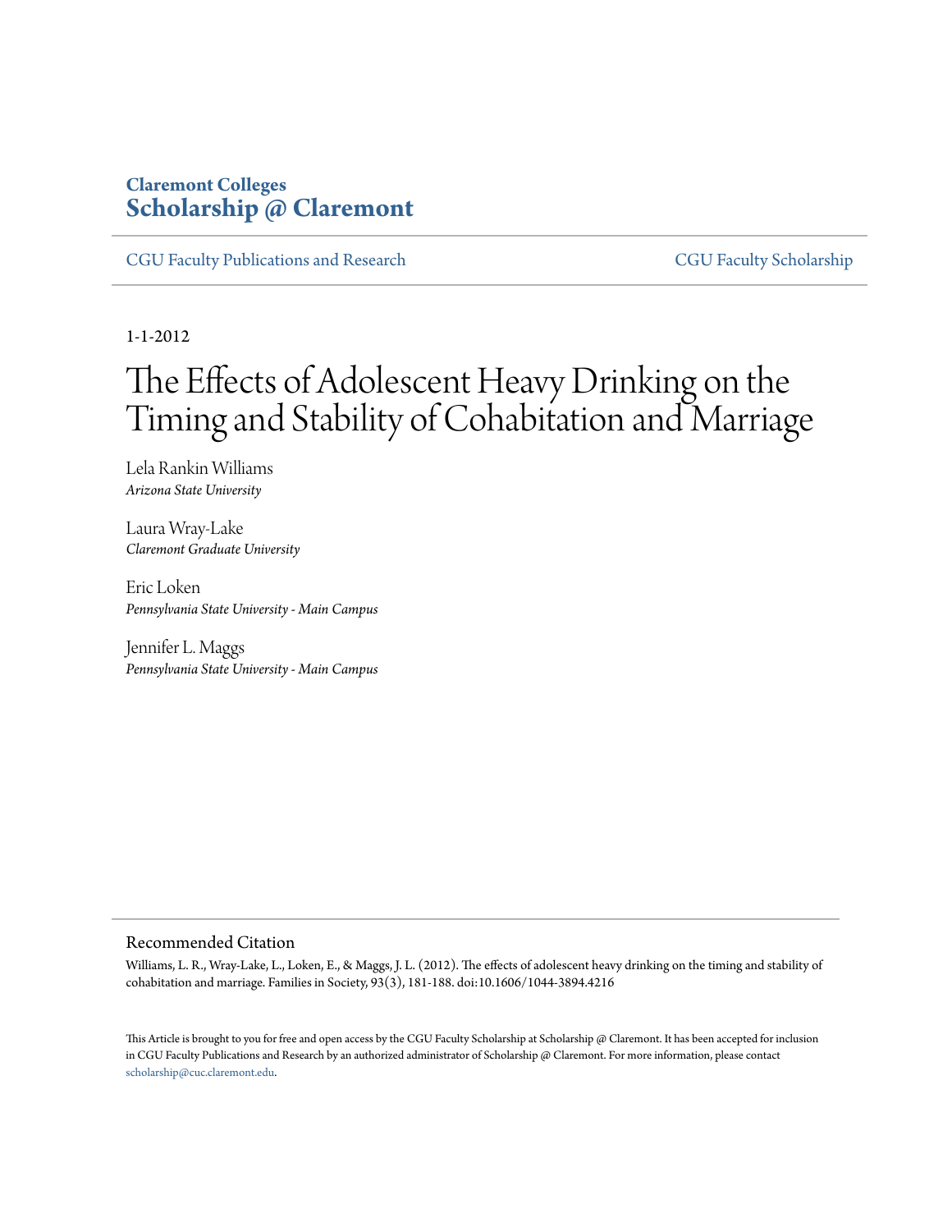Claremont Colleges
**Scholarship @ Claremont**

CGU Faculty Publications and Research | CGU Faculty Scholarship

1-1-2012

# The Effects of Adolescent Heavy Drinking on the Timing and Stability of Cohabitation and Marriage

Lela Rankin Williams
*Arizona State University*

Laura Wray-Lake
*Claremont Graduate University*

Eric Loken
*Pennsylvania State University - Main Campus*

Jennifer L. Maggs
*Pennsylvania State University - Main Campus*

## Recommended Citation

Williams, L. R., Wray-Lake, L., Loken, E., & Maggs, J. L. (2012). The effects of adolescent heavy drinking on the timing and stability of cohabitation and marriage. Families in Society, 93(3), 181-188. doi:10.1606/1044-3894.4216

This Article is brought to you for free and open access by the CGU Faculty Scholarship at Scholarship @ Claremont. It has been accepted for inclusion in CGU Faculty Publications and Research by an authorized administrator of Scholarship @ Claremont. For more information, please contact scholarship@cuc.claremont.edu.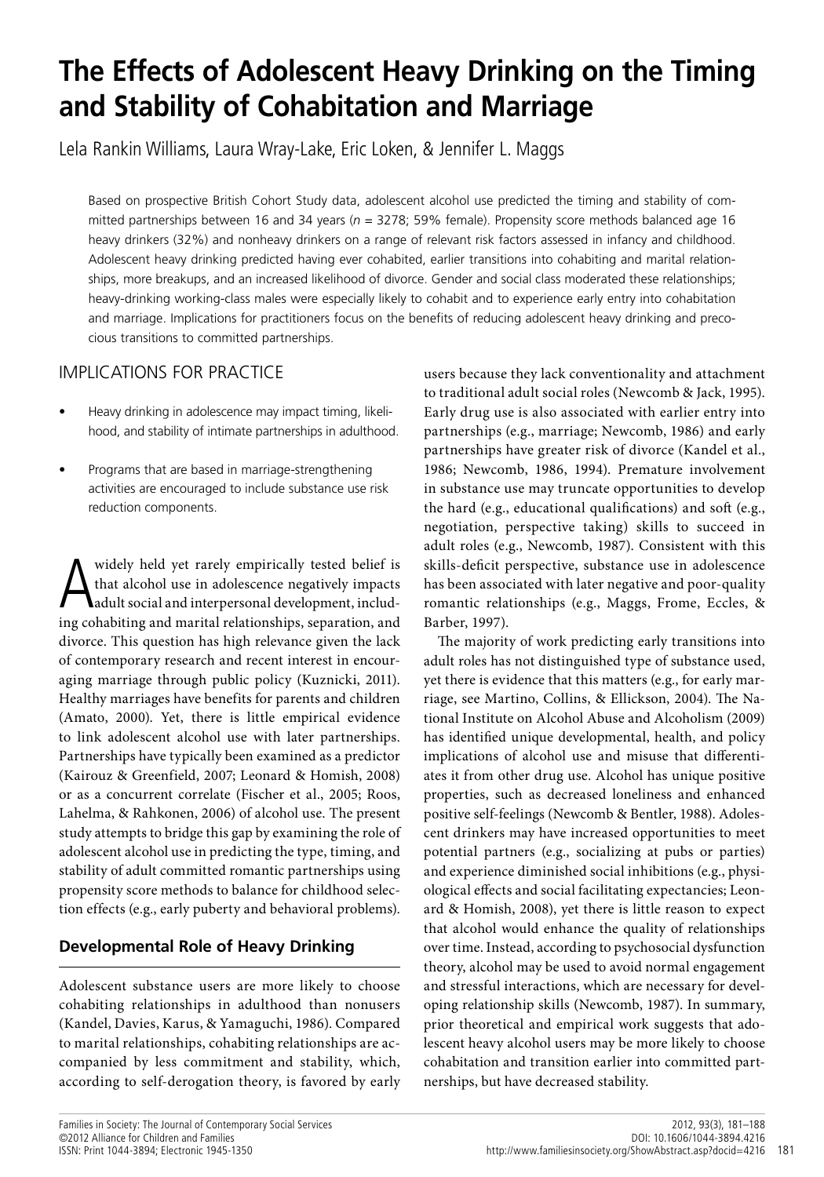# The Effects of Adolescent Heavy Drinking on the Timing and Stability of Cohabitation and Marriage

Lela Rankin Williams, Laura Wray-Lake, Eric Loken, & Jennifer L. Maggs

Based on prospective British Cohort Study data, adolescent alcohol use predicted the timing and stability of committed partnerships between 16 and 34 years (*n* = 3278; 59% female). Propensity score methods balanced age 16 heavy drinkers (32%) and nonheavy drinkers on a range of relevant risk factors assessed in infancy and childhood. Adolescent heavy drinking predicted having ever cohabited, earlier transitions into cohabiting and marital relationships, more breakups, and an increased likelihood of divorce. Gender and social class moderated these relationships; heavy-drinking working-class males were especially likely to cohabit and to experience early entry into cohabitation and marriage. Implications for practitioners focus on the benefits of reducing adolescent heavy drinking and precocious transitions to committed partnerships.

## IMPLICATIONS FOR PRACTICE

- Heavy drinking in adolescence may impact timing, likelihood, and stability of intimate partnerships in adulthood.
- Programs that are based in marriage-strengthening activities are encouraged to include substance use risk reduction components.

A widely held yet rarely empirically tested belief is that alcohol use in adolescence negatively impacts adult social and interpersonal development, including cohabiting and marital relationships, separation, and divorce. This question has high relevance given the lack of contemporary research and recent interest in encouraging marriage through public policy (Kuznicki, 2011). Healthy marriages have benefits for parents and children (Amato, 2000). Yet, there is little empirical evidence to link adolescent alcohol use with later partnerships. Partnerships have typically been examined as a predictor (Kairouz & Greenfield, 2007; Leonard & Homish, 2008) or as a concurrent correlate (Fischer et al., 2005; Roos, Lahelma, & Rahkonen, 2006) of alcohol use. The present study attempts to bridge this gap by examining the role of adolescent alcohol use in predicting the type, timing, and stability of adult committed romantic partnerships using propensity score methods to balance for childhood selection effects (e.g., early puberty and behavioral problems).

### Developmental Role of Heavy Drinking

Adolescent substance users are more likely to choose cohabiting relationships in adulthood than nonusers (Kandel, Davies, Karus, & Yamaguchi, 1986). Compared to marital relationships, cohabiting relationships are accompanied by less commitment and stability, which, according to self-derogation theory, is favored by early users because they lack conventionality and attachment to traditional adult social roles (Newcomb & Jack, 1995). Early drug use is also associated with earlier entry into partnerships (e.g., marriage; Newcomb, 1986) and early partnerships have greater risk of divorce (Kandel et al., 1986; Newcomb, 1986, 1994). Premature involvement in substance use may truncate opportunities to develop the hard (e.g., educational qualifications) and soft (e.g., negotiation, perspective taking) skills to succeed in adult roles (e.g., Newcomb, 1987). Consistent with this skills-deficit perspective, substance use in adolescence has been associated with later negative and poor-quality romantic relationships (e.g., Maggs, Frome, Eccles, & Barber, 1997).

The majority of work predicting early transitions into adult roles has not distinguished type of substance used, yet there is evidence that this matters (e.g., for early marriage, see Martino, Collins, & Ellickson, 2004). The National Institute on Alcohol Abuse and Alcoholism (2009) has identified unique developmental, health, and policy implications of alcohol use and misuse that differentiates it from other drug use. Alcohol has unique positive properties, such as decreased loneliness and enhanced positive self-feelings (Newcomb & Bentler, 1988). Adolescent drinkers may have increased opportunities to meet potential partners (e.g., socializing at pubs or parties) and experience diminished social inhibitions (e.g., physiological effects and social facilitating expectancies; Leonard & Homish, 2008), yet there is little reason to expect that alcohol would enhance the quality of relationships over time. Instead, according to psychosocial dysfunction theory, alcohol may be used to avoid normal engagement and stressful interactions, which are necessary for developing relationship skills (Newcomb, 1987). In summary, prior theoretical and empirical work suggests that adolescent heavy alcohol users may be more likely to choose cohabitation and transition earlier into committed partnerships, but have decreased stability.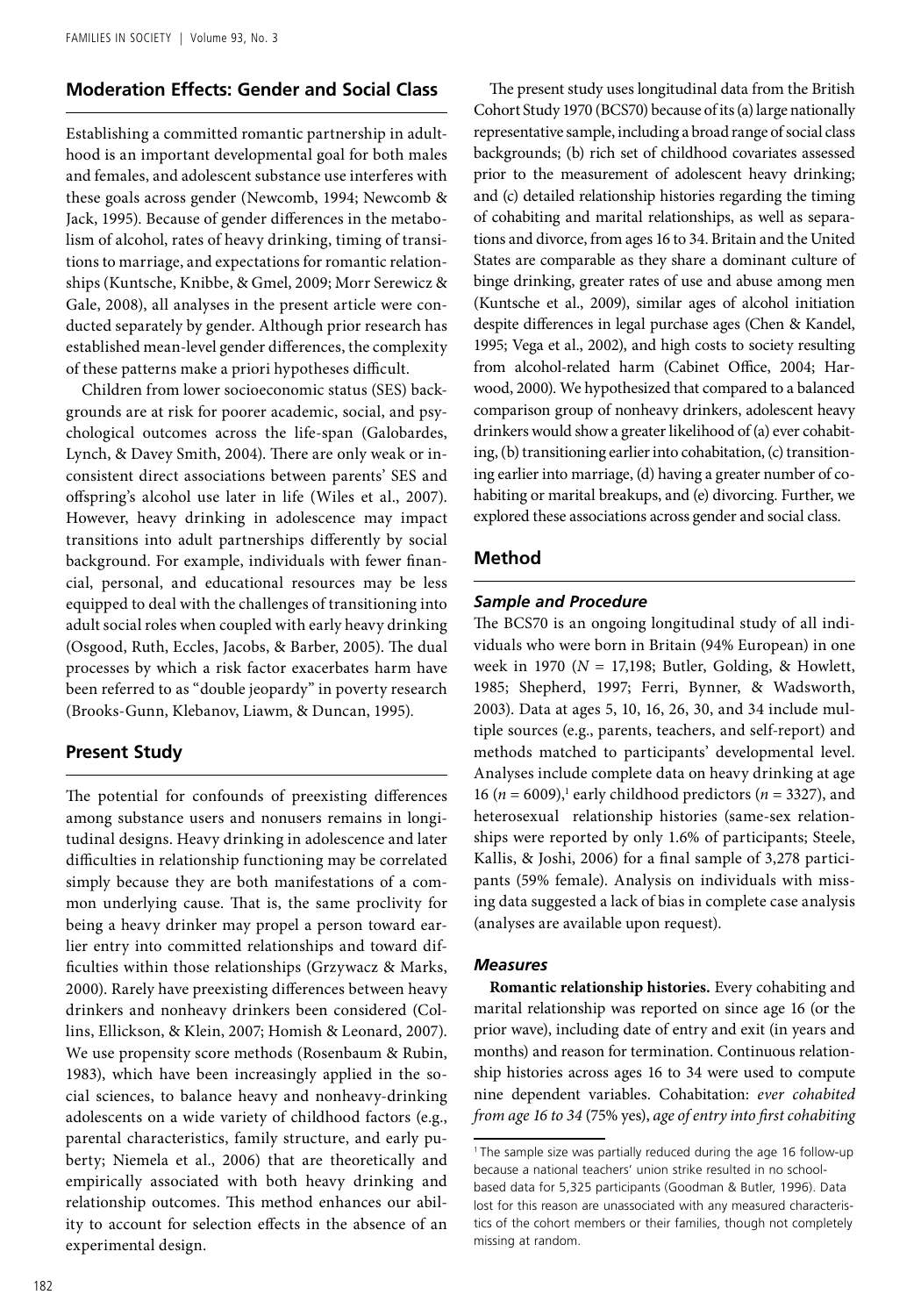## Moderation Effects: Gender and Social Class

Establishing a committed romantic partnership in adulthood is an important developmental goal for both males and females, and adolescent substance use interferes with these goals across gender (Newcomb, 1994; Newcomb & Jack, 1995). Because of gender differences in the metabolism of alcohol, rates of heavy drinking, timing of transitions to marriage, and expectations for romantic relationships (Kuntsche, Knibbe, & Gmel, 2009; Morr Serewicz & Gale, 2008), all analyses in the present article were conducted separately by gender. Although prior research has established mean-level gender differences, the complexity of these patterns make a priori hypotheses difficult.

Children from lower socioeconomic status (SES) backgrounds are at risk for poorer academic, social, and psychological outcomes across the life-span (Galobardes, Lynch, & Davey Smith, 2004). There are only weak or inconsistent direct associations between parents' SES and offspring's alcohol use later in life (Wiles et al., 2007). However, heavy drinking in adolescence may impact transitions into adult partnerships differently by social background. For example, individuals with fewer financial, personal, and educational resources may be less equipped to deal with the challenges of transitioning into adult social roles when coupled with early heavy drinking (Osgood, Ruth, Eccles, Jacobs, & Barber, 2005). The dual processes by which a risk factor exacerbates harm have been referred to as "double jeopardy" in poverty research (Brooks-Gunn, Klebanov, Liawm, & Duncan, 1995).

## Present Study

The potential for confounds of preexisting differences among substance users and nonusers remains in longitudinal designs. Heavy drinking in adolescence and later difficulties in relationship functioning may be correlated simply because they are both manifestations of a common underlying cause. That is, the same proclivity for being a heavy drinker may propel a person toward earlier entry into committed relationships and toward difficulties within those relationships (Grzywacz & Marks, 2000). Rarely have preexisting differences between heavy drinkers and nonheavy drinkers been considered (Collins, Ellickson, & Klein, 2007; Homish & Leonard, 2007). We use propensity score methods (Rosenbaum & Rubin, 1983), which have been increasingly applied in the social sciences, to balance heavy and nonheavy-drinking adolescents on a wide variety of childhood factors (e.g., parental characteristics, family structure, and early puberty; Niemela et al., 2006) that are theoretically and empirically associated with both heavy drinking and relationship outcomes. This method enhances our ability to account for selection effects in the absence of an experimental design.

The present study uses longitudinal data from the British Cohort Study 1970 (BCS70) because of its (a) large nationally representative sample, including a broad range of social class backgrounds; (b) rich set of childhood covariates assessed prior to the measurement of adolescent heavy drinking; and (c) detailed relationship histories regarding the timing of cohabiting and marital relationships, as well as separations and divorce, from ages 16 to 34. Britain and the United States are comparable as they share a dominant culture of binge drinking, greater rates of use and abuse among men (Kuntsche et al., 2009), similar ages of alcohol initiation despite differences in legal purchase ages (Chen & Kandel, 1995; Vega et al., 2002), and high costs to society resulting from alcohol-related harm (Cabinet Office, 2004; Harwood, 2000). We hypothesized that compared to a balanced comparison group of nonheavy drinkers, adolescent heavy drinkers would show a greater likelihood of (a) ever cohabiting, (b) transitioning earlier into cohabitation, (c) transitioning earlier into marriage, (d) having a greater number of cohabiting or marital breakups, and (e) divorcing. Further, we explored these associations across gender and social class.

## Method

### *Sample and Procedure*

The BCS70 is an ongoing longitudinal study of all individuals who were born in Britain (94% European) in one week in 1970 (*N* = 17,198; Butler, Golding, & Howlett, 1985; Shepherd, 1997; Ferri, Bynner, & Wadsworth, 2003). Data at ages 5, 10, 16, 26, 30, and 34 include multiple sources (e.g., parents, teachers, and self-report) and methods matched to participants' developmental level. Analyses include complete data on heavy drinking at age 16 (*n* = 6009),[1] early childhood predictors (*n* = 3327), and heterosexual relationship histories (same-sex relationships were reported by only 1.6% of participants; Steele, Kallis, & Joshi, 2006) for a final sample of 3,278 participants (59% female). Analysis on individuals with missing data suggested a lack of bias in complete case analysis (analyses are available upon request).

### *Measures*

**Romantic relationship histories.** Every cohabiting and marital relationship was reported on since age 16 (or the prior wave), including date of entry and exit (in years and months) and reason for termination. Continuous relationship histories across ages 16 to 34 were used to compute nine dependent variables. Cohabitation: *ever cohabited from age 16 to 34* (75% yes), *age of entry into first cohabiting*

[1] The sample size was partially reduced during the age 16 follow-up because a national teachers' union strike resulted in no school-based data for 5,325 participants (Goodman & Butler, 1996). Data lost for this reason are unassociated with any measured characteristics of the cohort members or their families, though not completely missing at random.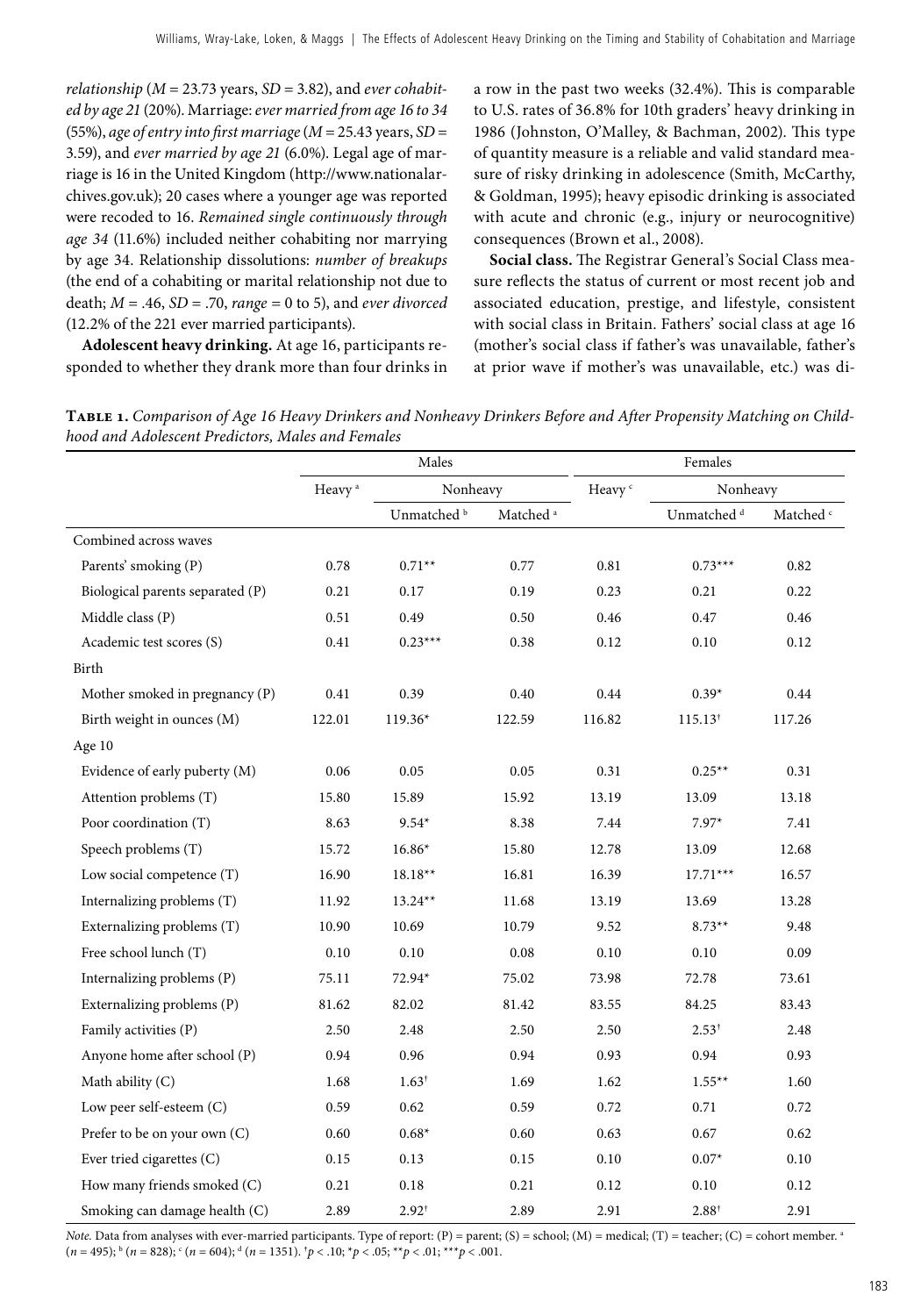*relationship* ($M$ = 23.73 years, $SD$ = 3.82), and *ever cohabited by age 21* (20%). Marriage: *ever married from age 16 to 34* (55%), *age of entry into first marriage* ($M$ = 25.43 years, $SD$ = 3.59), and *ever married by age 21* (6.0%). Legal age of marriage is 16 in the United Kingdom (http://www.nationalarchives.gov.uk); 20 cases where a younger age was reported were recoded to 16. *Remained single continuously through age 34* (11.6%) included neither cohabiting nor marrying by age 34. Relationship dissolutions: *number of breakups* (the end of a cohabiting or marital relationship not due to death; $M$ = .46, $SD$ = .70, *range* = 0 to 5), and *ever divorced* (12.2% of the 221 ever married participants).

**Adolescent heavy drinking.** At age 16, participants responded to whether they drank more than four drinks in a row in the past two weeks (32.4%). This is comparable to U.S. rates of 36.8% for 10th graders' heavy drinking in 1986 (Johnston, O'Malley, & Bachman, 2002). This type of quantity measure is a reliable and valid standard measure of risky drinking in adolescence (Smith, McCarthy, & Goldman, 1995); heavy episodic drinking is associated with acute and chronic (e.g., injury or neurocognitive) consequences (Brown et al., 2008).

**Social class.** The Registrar General's Social Class measure reflects the status of current or most recent job and associated education, prestige, and lifestyle, consistent with social class in Britain. Fathers' social class at age 16 (mother's social class if father's was unavailable, father's at prior wave if mother's was unavailable, etc.) was di-

**Table 1.** *Comparison of Age 16 Heavy Drinkers and Nonheavy Drinkers Before and After Propensity Matching on Childhood and Adolescent Predictors, Males and Females*

| | Males | | | Females | | |
|---|---|---|---|---|---|---|
| | Heavy [a] | Nonheavy | | Heavy [c] | Nonheavy | |
| | | Unmatched [b] | Matched [a] | | Unmatched [d] | Matched [c] |
| Combined across waves | | | | | | |
| Parents' smoking (P) | 0.78 | 0.71** | 0.77 | 0.81 | 0.73*** | 0.82 |
| Biological parents separated (P) | 0.21 | 0.17 | 0.19 | 0.23 | 0.21 | 0.22 |
| Middle class (P) | 0.51 | 0.49 | 0.50 | 0.46 | 0.47 | 0.46 |
| Academic test scores (S) | 0.41 | 0.23*** | 0.38 | 0.12 | 0.10 | 0.12 |
| Birth | | | | | | |
| Mother smoked in pregnancy (P) | 0.41 | 0.39 | 0.40 | 0.44 | 0.39* | 0.44 |
| Birth weight in ounces (M) | 122.01 | 119.36* | 122.59 | 116.82 | 115.13† | 117.26 |
| Age 10 | | | | | | |
| Evidence of early puberty (M) | 0.06 | 0.05 | 0.05 | 0.31 | 0.25** | 0.31 |
| Attention problems (T) | 15.80 | 15.89 | 15.92 | 13.19 | 13.09 | 13.18 |
| Poor coordination (T) | 8.63 | 9.54* | 8.38 | 7.44 | 7.97* | 7.41 |
| Speech problems (T) | 15.72 | 16.86* | 15.80 | 12.78 | 13.09 | 12.68 |
| Low social competence (T) | 16.90 | 18.18** | 16.81 | 16.39 | 17.71*** | 16.57 |
| Internalizing problems (T) | 11.92 | 13.24** | 11.68 | 13.19 | 13.69 | 13.28 |
| Externalizing problems (T) | 10.90 | 10.69 | 10.79 | 9.52 | 8.73** | 9.48 |
| Free school lunch (T) | 0.10 | 0.10 | 0.08 | 0.10 | 0.10 | 0.09 |
| Internalizing problems (P) | 75.11 | 72.94* | 75.02 | 73.98 | 72.78 | 73.61 |
| Externalizing problems (P) | 81.62 | 82.02 | 81.42 | 83.55 | 84.25 | 83.43 |
| Family activities (P) | 2.50 | 2.48 | 2.50 | 2.50 | 2.53† | 2.48 |
| Anyone home after school (P) | 0.94 | 0.96 | 0.94 | 0.93 | 0.94 | 0.93 |
| Math ability (C) | 1.68 | 1.63† | 1.69 | 1.62 | 1.55** | 1.60 |
| Low peer self-esteem (C) | 0.59 | 0.62 | 0.59 | 0.72 | 0.71 | 0.72 |
| Prefer to be on your own (C) | 0.60 | 0.68* | 0.60 | 0.63 | 0.67 | 0.62 |
| Ever tried cigarettes (C) | 0.15 | 0.13 | 0.15 | 0.10 | 0.07* | 0.10 |
| How many friends smoked (C) | 0.21 | 0.18 | 0.21 | 0.12 | 0.10 | 0.12 |
| Smoking can damage health (C) | 2.89 | 2.92† | 2.89 | 2.91 | 2.88† | 2.91 |

*Note.* Data from analyses with ever-married participants. Type of report: (P) = parent; (S) = school; (M) = medical; (T) = teacher; (C) = cohort member. [a] ($n$ = 495); [b] ($n$ = 828); [c] ($n$ = 604); [d] ($n$ = 1351). †$p$ < .10; *$p$ < .05; **$p$ < .01; ***$p$ < .001.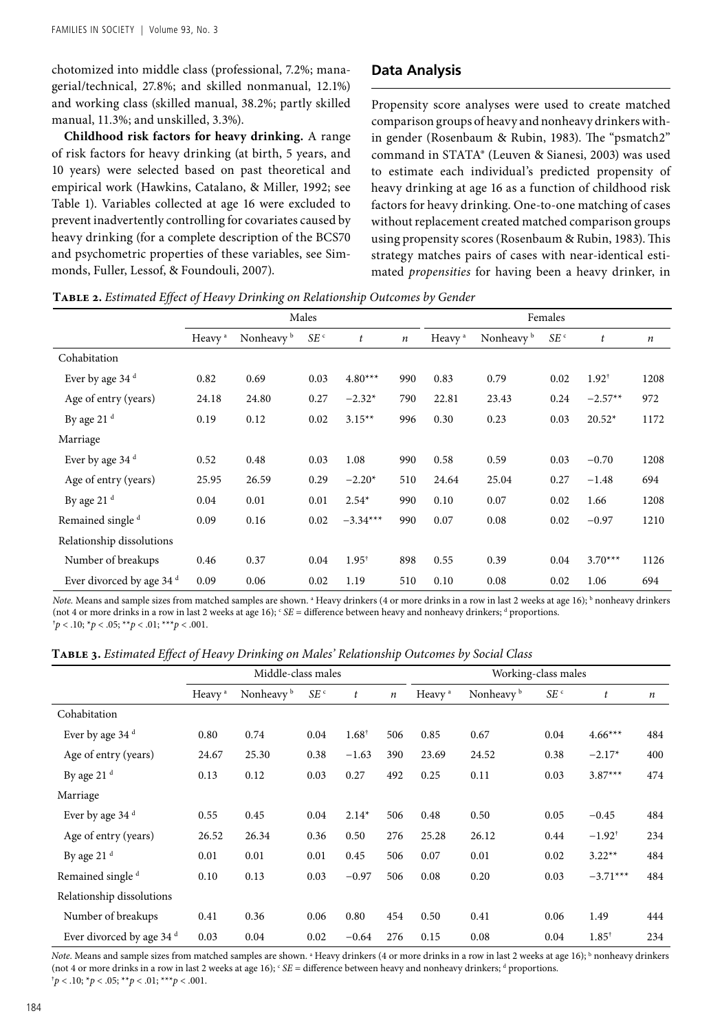chotomized into middle class (professional, 7.2%; managerial/technical, 27.8%; and skilled nonmanual, 12.1%) and working class (skilled manual, 38.2%; partly skilled manual, 11.3%; and unskilled, 3.3%).

**Childhood risk factors for heavy drinking.** A range of risk factors for heavy drinking (at birth, 5 years, and 10 years) were selected based on past theoretical and empirical work (Hawkins, Catalano, & Miller, 1992; see Table 1). Variables collected at age 16 were excluded to prevent inadvertently controlling for covariates caused by heavy drinking (for a complete description of the BCS70 and psychometric properties of these variables, see Simmonds, Fuller, Lessof, & Foundouli, 2007).

## Data Analysis

Propensity score analyses were used to create matched comparison groups of heavy and nonheavy drinkers within gender (Rosenbaum & Rubin, 1983). The "psmatch2" command in STATA® (Leuven & Sianesi, 2003) was used to estimate each individual's predicted propensity of heavy drinking at age 16 as a function of childhood risk factors for heavy drinking. One-to-one matching of cases without replacement created matched comparison groups using propensity scores (Rosenbaum & Rubin, 1983). This strategy matches pairs of cases with near-identical estimated *propensities* for having been a heavy drinker, in

**Table 2.** *Estimated Effect of Heavy Drinking on Relationship Outcomes by Gender*

| | Males | | | | | Females | | | | |
|---|---|---|---|---|---|---|---|---|---|---|
| | Heavy [a] | Nonheavy [b] | *SE* [c] | *t* | *n* | Heavy [a] | Nonheavy [b] | *SE* [c] | *t* | *n* |
| Cohabitation | | | | | | | | | | |
| Ever by age 34 [d] | 0.82 | 0.69 | 0.03 | 4.80*** | 990 | 0.83 | 0.79 | 0.02 | 1.92† | 1208 |
| Age of entry (years) | 24.18 | 24.80 | 0.27 | −2.32* | 790 | 22.81 | 23.43 | 0.24 | −2.57** | 972 |
| By age 21 [d] | 0.19 | 0.12 | 0.02 | 3.15** | 996 | 0.30 | 0.23 | 0.03 | 20.52* | 1172 |
| Marriage | | | | | | | | | | |
| Ever by age 34 [d] | 0.52 | 0.48 | 0.03 | 1.08 | 990 | 0.58 | 0.59 | 0.03 | −0.70 | 1208 |
| Age of entry (years) | 25.95 | 26.59 | 0.29 | −2.20* | 510 | 24.64 | 25.04 | 0.27 | −1.48 | 694 |
| By age 21 [d] | 0.04 | 0.01 | 0.01 | 2.54* | 990 | 0.10 | 0.07 | 0.02 | 1.66 | 1208 |
| Remained single [d] | 0.09 | 0.16 | 0.02 | −3.34*** | 990 | 0.07 | 0.08 | 0.02 | −0.97 | 1210 |
| Relationship dissolutions | | | | | | | | | | |
| Number of breakups | 0.46 | 0.37 | 0.04 | 1.95† | 898 | 0.55 | 0.39 | 0.04 | 3.70*** | 1126 |
| Ever divorced by age 34 [d] | 0.09 | 0.06 | 0.02 | 1.19 | 510 | 0.10 | 0.08 | 0.02 | 1.06 | 694 |

*Note.* Means and sample sizes from matched samples are shown. [a] Heavy drinkers (4 or more drinks in a row in last 2 weeks at age 16); [b] nonheavy drinkers (not 4 or more drinks in a row in last 2 weeks at age 16); [c] *SE* = difference between heavy and nonheavy drinkers; [d] proportions.
†$p < .10$; *$p < .05$; **$p < .01$; ***$p < .001$.

**Table 3.** *Estimated Effect of Heavy Drinking on Males' Relationship Outcomes by Social Class*

| | Middle-class males | | | | | Working-class males | | | | |
|---|---|---|---|---|---|---|---|---|---|---|
| | Heavy [a] | Nonheavy [b] | *SE* [c] | *t* | *n* | Heavy [a] | Nonheavy [b] | *SE* [c] | *t* | *n* |
| Cohabitation | | | | | | | | | | |
| Ever by age 34 [d] | 0.80 | 0.74 | 0.04 | 1.68† | 506 | 0.85 | 0.67 | 0.04 | 4.66*** | 484 |
| Age of entry (years) | 24.67 | 25.30 | 0.38 | −1.63 | 390 | 23.69 | 24.52 | 0.38 | −2.17* | 400 |
| By age 21 [d] | 0.13 | 0.12 | 0.03 | 0.27 | 492 | 0.25 | 0.11 | 0.03 | 3.87*** | 474 |
| Marriage | | | | | | | | | | |
| Ever by age 34 [d] | 0.55 | 0.45 | 0.04 | 2.14* | 506 | 0.48 | 0.50 | 0.05 | −0.45 | 484 |
| Age of entry (years) | 26.52 | 26.34 | 0.36 | 0.50 | 276 | 25.28 | 26.12 | 0.44 | −1.92† | 234 |
| By age 21 [d] | 0.01 | 0.01 | 0.01 | 0.45 | 506 | 0.07 | 0.01 | 0.02 | 3.22** | 484 |
| Remained single [d] | 0.10 | 0.13 | 0.03 | −0.97 | 506 | 0.08 | 0.20 | 0.03 | −3.71*** | 484 |
| Relationship dissolutions | | | | | | | | | | |
| Number of breakups | 0.41 | 0.36 | 0.06 | 0.80 | 454 | 0.50 | 0.41 | 0.06 | 1.49 | 444 |
| Ever divorced by age 34 [d] | 0.03 | 0.04 | 0.02 | −0.64 | 276 | 0.15 | 0.08 | 0.04 | 1.85† | 234 |

*Note.* Means and sample sizes from matched samples are shown. [a] Heavy drinkers (4 or more drinks in a row in last 2 weeks at age 16); [b] nonheavy drinkers (not 4 or more drinks in a row in last 2 weeks at age 16); [c] *SE* = difference between heavy and nonheavy drinkers; [d] proportions.
†$p < .10$; *$p < .05$; **$p < .01$; ***$p < .001$.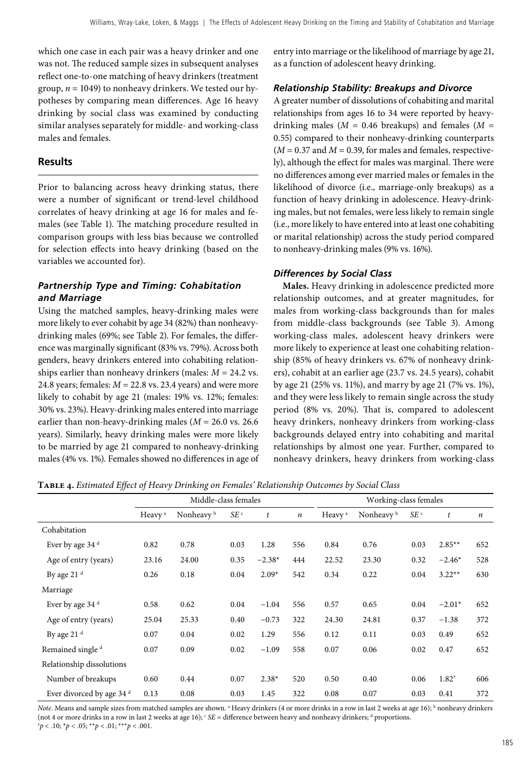which one case in each pair was a heavy drinker and one was not. The reduced sample sizes in subsequent analyses reflect one-to-one matching of heavy drinkers (treatment group, $n = 1049$) to nonheavy drinkers. We tested our hypotheses by comparing mean differences. Age 16 heavy drinking by social class was examined by conducting similar analyses separately for middle- and working-class males and females.

## Results

Prior to balancing across heavy drinking status, there were a number of significant or trend-level childhood correlates of heavy drinking at age 16 for males and females (see Table 1). The matching procedure resulted in comparison groups with less bias because we controlled for selection effects into heavy drinking (based on the variables we accounted for).

### *Partnership Type and Timing: Cohabitation and Marriage*

Using the matched samples, heavy-drinking males were more likely to ever cohabit by age 34 (82%) than nonheavy-drinking males (69%; see Table 2). For females, the difference was marginally significant (83% vs. 79%). Across both genders, heavy drinkers entered into cohabiting relationships earlier than nonheavy drinkers (males: $M = 24.2$ vs. 24.8 years; females: $M = 22.8$ vs. 23.4 years) and were more likely to cohabit by age 21 (males: 19% vs. 12%; females: 30% vs. 23%). Heavy-drinking males entered into marriage earlier than non-heavy-drinking males ($M = 26.0$ vs. 26.6 years). Similarly, heavy drinking males were more likely to be married by age 21 compared to nonheavy-drinking males (4% vs. 1%). Females showed no differences in age of entry into marriage or the likelihood of marriage by age 21, as a function of adolescent heavy drinking.

### *Relationship Stability: Breakups and Divorce*

A greater number of dissolutions of cohabiting and marital relationships from ages 16 to 34 were reported by heavy-drinking males ($M = 0.46$ breakups) and females ($M = 0.55$) compared to their nonheavy-drinking counterparts ($M = 0.37$ and $M = 0.39$, for males and females, respectively), although the effect for males was marginal. There were no differences among ever married males or females in the likelihood of divorce (i.e., marriage-only breakups) as a function of heavy drinking in adolescence. Heavy-drinking males, but not females, were less likely to remain single (i.e., more likely to have entered into at least one cohabiting or marital relationship) across the study period compared to nonheavy-drinking males (9% vs. 16%).

### *Differences by Social Class*

**Males.** Heavy drinking in adolescence predicted more relationship outcomes, and at greater magnitudes, for males from working-class backgrounds than for males from middle-class backgrounds (see Table 3). Among working-class males, adolescent heavy drinkers were more likely to experience at least one cohabiting relationship (85% of heavy drinkers vs. 67% of nonheavy drinkers), cohabit at an earlier age (23.7 vs. 24.5 years), cohabit by age 21 (25% vs. 11%), and marry by age 21 (7% vs. 1%), and they were less likely to remain single across the study period (8% vs. 20%). That is, compared to adolescent heavy drinkers, nonheavy drinkers from working-class backgrounds delayed entry into cohabiting and marital relationships by almost one year. Further, compared to nonheavy drinkers, heavy drinkers from working-class

**Table 4.** *Estimated Effect of Heavy Drinking on Females' Relationship Outcomes by Social Class*

| | Middle-class females | | | | | Working-class females | | | | |
|---|---|---|---|---|---|---|---|---|---|---|
| | Heavy [a] | Nonheavy [b] | *SE* [c] | *t* | *n* | Heavy [a] | Nonheavy [b] | *SE* [c] | *t* | *n* |
| Cohabitation | | | | | | | | | | |
| Ever by age 34 [d] | 0.82 | 0.78 | 0.03 | 1.28 | 556 | 0.84 | 0.76 | 0.03 | 2.85** | 652 |
| Age of entry (years) | 23.16 | 24.00 | 0.35 | −2.38* | 444 | 22.52 | 23.30 | 0.32 | −2.46* | 528 |
| By age 21 [d] | 0.26 | 0.18 | 0.04 | 2.09* | 542 | 0.34 | 0.22 | 0.04 | 3.22** | 630 |
| Marriage | | | | | | | | | | |
| Ever by age 34 [d] | 0.58 | 0.62 | 0.04 | −1.04 | 556 | 0.57 | 0.65 | 0.04 | −2.01* | 652 |
| Age of entry (years) | 25.04 | 25.33 | 0.40 | −0.73 | 322 | 24.30 | 24.81 | 0.37 | −1.38 | 372 |
| By age 21 [d] | 0.07 | 0.04 | 0.02 | 1.29 | 556 | 0.12 | 0.11 | 0.03 | 0.49 | 652 |
| Remained single [d] | 0.07 | 0.09 | 0.02 | −1.09 | 558 | 0.07 | 0.06 | 0.02 | 0.47 | 652 |
| Relationship dissolutions | | | | | | | | | | |
| Number of breakups | 0.60 | 0.44 | 0.07 | 2.38* | 520 | 0.50 | 0.40 | 0.06 | 1.82† | 606 |
| Ever divorced by age 34 [d] | 0.13 | 0.08 | 0.03 | 1.45 | 322 | 0.08 | 0.07 | 0.03 | 0.41 | 372 |

*Note.* Means and sample sizes from matched samples are shown. [a] Heavy drinkers (4 or more drinks in a row in last 2 weeks at age 16); [b] nonheavy drinkers (not 4 or more drinks in a row in last 2 weeks at age 16); [c] *SE* = difference between heavy and nonheavy drinkers; [d] proportions.
†$p < .10$; *$p < .05$; **$p < .01$; ***$p < .001$.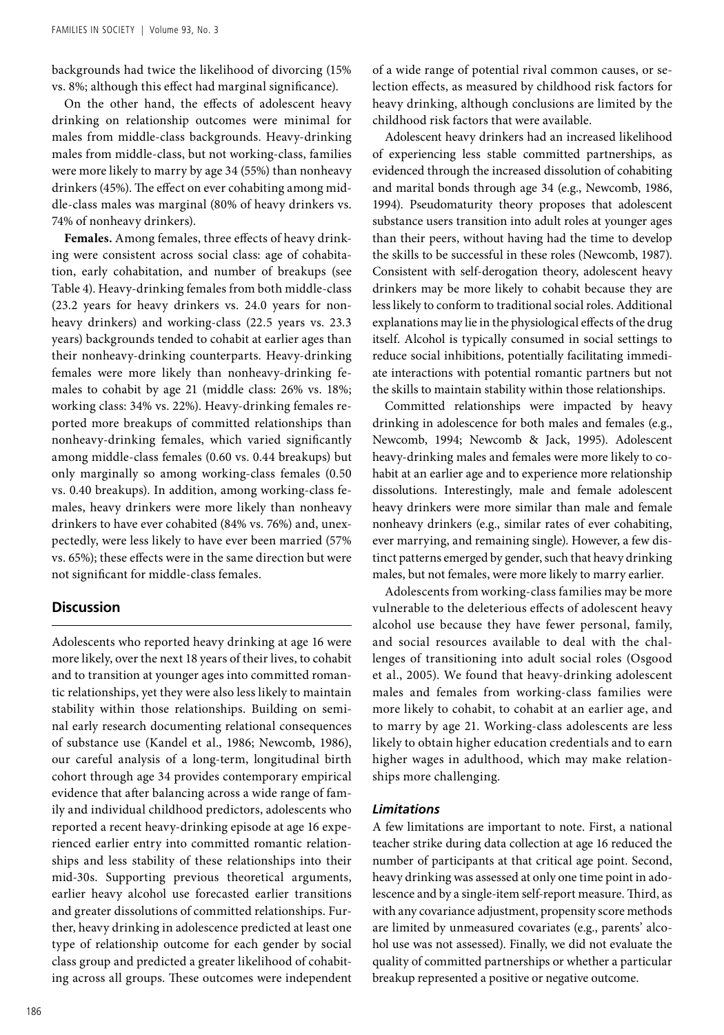backgrounds had twice the likelihood of divorcing (15% vs. 8%; although this effect had marginal significance).

On the other hand, the effects of adolescent heavy drinking on relationship outcomes were minimal for males from middle-class backgrounds. Heavy-drinking males from middle-class, but not working-class, families were more likely to marry by age 34 (55%) than nonheavy drinkers (45%). The effect on ever cohabiting among middle-class males was marginal (80% of heavy drinkers vs. 74% of nonheavy drinkers).

**Females.** Among females, three effects of heavy drinking were consistent across social class: age of cohabitation, early cohabitation, and number of breakups (see Table 4). Heavy-drinking females from both middle-class (23.2 years for heavy drinkers vs. 24.0 years for nonheavy drinkers) and working-class (22.5 years vs. 23.3 years) backgrounds tended to cohabit at earlier ages than their nonheavy-drinking counterparts. Heavy-drinking females were more likely than nonheavy-drinking females to cohabit by age 21 (middle class: 26% vs. 18%; working class: 34% vs. 22%). Heavy-drinking females reported more breakups of committed relationships than nonheavy-drinking females, which varied significantly among middle-class females (0.60 vs. 0.44 breakups) but only marginally so among working-class females (0.50 vs. 0.40 breakups). In addition, among working-class females, heavy drinkers were more likely than nonheavy drinkers to have ever cohabited (84% vs. 76%) and, unexpectedly, were less likely to have ever been married (57% vs. 65%); these effects were in the same direction but were not significant for middle-class females.

## Discussion

Adolescents who reported heavy drinking at age 16 were more likely, over the next 18 years of their lives, to cohabit and to transition at younger ages into committed romantic relationships, yet they were also less likely to maintain stability within those relationships. Building on seminal early research documenting relational consequences of substance use (Kandel et al., 1986; Newcomb, 1986), our careful analysis of a long-term, longitudinal birth cohort through age 34 provides contemporary empirical evidence that after balancing across a wide range of family and individual childhood predictors, adolescents who reported a recent heavy-drinking episode at age 16 experienced earlier entry into committed romantic relationships and less stability of these relationships into their mid-30s. Supporting previous theoretical arguments, earlier heavy alcohol use forecasted earlier transitions and greater dissolutions of committed relationships. Further, heavy drinking in adolescence predicted at least one type of relationship outcome for each gender by social class group and predicted a greater likelihood of cohabiting across all groups. These outcomes were independent of a wide range of potential rival common causes, or selection effects, as measured by childhood risk factors for heavy drinking, although conclusions are limited by the childhood risk factors that were available.

Adolescent heavy drinkers had an increased likelihood of experiencing less stable committed partnerships, as evidenced through the increased dissolution of cohabiting and marital bonds through age 34 (e.g., Newcomb, 1986, 1994). Pseudomaturity theory proposes that adolescent substance users transition into adult roles at younger ages than their peers, without having had the time to develop the skills to be successful in these roles (Newcomb, 1987). Consistent with self-derogation theory, adolescent heavy drinkers may be more likely to cohabit because they are less likely to conform to traditional social roles. Additional explanations may lie in the physiological effects of the drug itself. Alcohol is typically consumed in social settings to reduce social inhibitions, potentially facilitating immediate interactions with potential romantic partners but not the skills to maintain stability within those relationships.

Committed relationships were impacted by heavy drinking in adolescence for both males and females (e.g., Newcomb, 1994; Newcomb & Jack, 1995). Adolescent heavy-drinking males and females were more likely to cohabit at an earlier age and to experience more relationship dissolutions. Interestingly, male and female adolescent heavy drinkers were more similar than male and female nonheavy drinkers (e.g., similar rates of ever cohabiting, ever marrying, and remaining single). However, a few distinct patterns emerged by gender, such that heavy drinking males, but not females, were more likely to marry earlier.

Adolescents from working-class families may be more vulnerable to the deleterious effects of adolescent heavy alcohol use because they have fewer personal, family, and social resources available to deal with the challenges of transitioning into adult social roles (Osgood et al., 2005). We found that heavy-drinking adolescent males and females from working-class families were more likely to cohabit, to cohabit at an earlier age, and to marry by age 21. Working-class adolescents are less likely to obtain higher education credentials and to earn higher wages in adulthood, which may make relationships more challenging.

### *Limitations*

A few limitations are important to note. First, a national teacher strike during data collection at age 16 reduced the number of participants at that critical age point. Second, heavy drinking was assessed at only one time point in adolescence and by a single-item self-report measure. Third, as with any covariance adjustment, propensity score methods are limited by unmeasured covariates (e.g., parents' alcohol use was not assessed). Finally, we did not evaluate the quality of committed partnerships or whether a particular breakup represented a positive or negative outcome.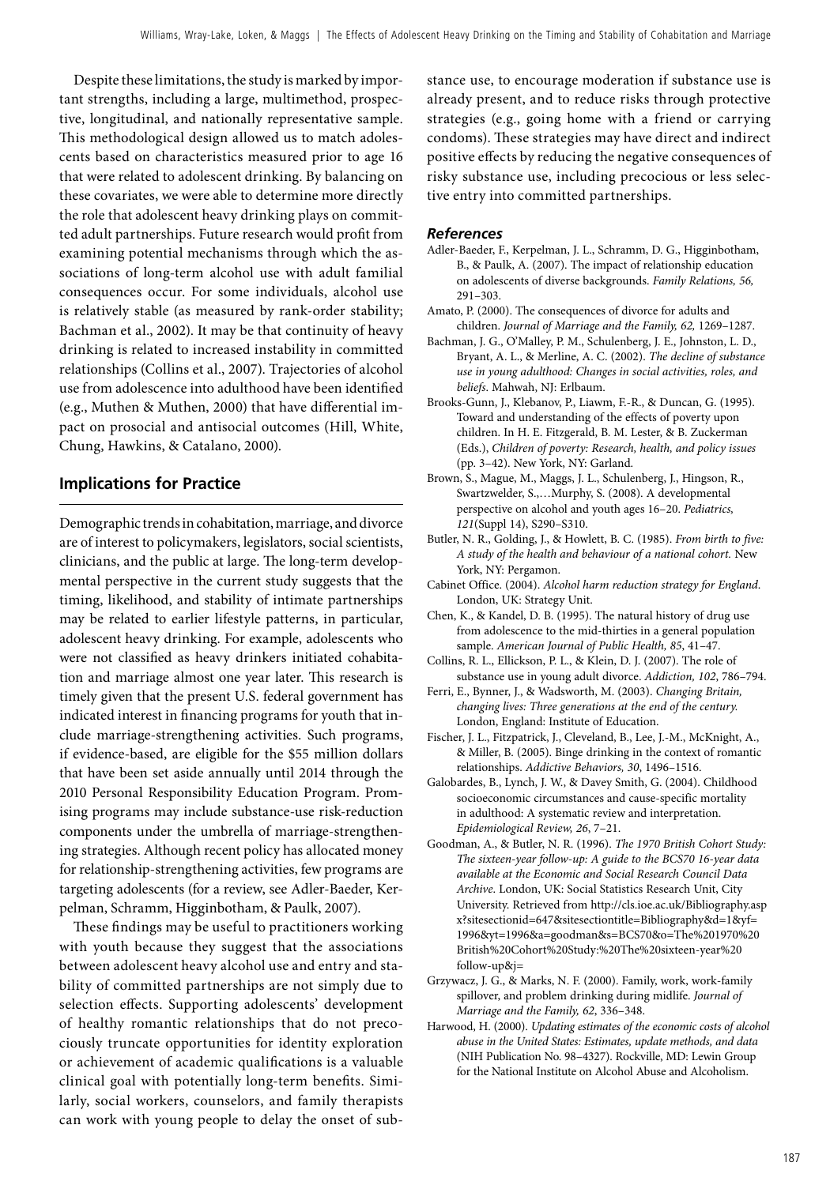Despite these limitations, the study is marked by important strengths, including a large, multimethod, prospective, longitudinal, and nationally representative sample. This methodological design allowed us to match adolescents based on characteristics measured prior to age 16 that were related to adolescent drinking. By balancing on these covariates, we were able to determine more directly the role that adolescent heavy drinking plays on committed adult partnerships. Future research would profit from examining potential mechanisms through which the associations of long-term alcohol use with adult familial consequences occur. For some individuals, alcohol use is relatively stable (as measured by rank-order stability; Bachman et al., 2002). It may be that continuity of heavy drinking is related to increased instability in committed relationships (Collins et al., 2007). Trajectories of alcohol use from adolescence into adulthood have been identified (e.g., Muthen & Muthen, 2000) that have differential impact on prosocial and antisocial outcomes (Hill, White, Chung, Hawkins, & Catalano, 2000).

## Implications for Practice

Demographic trends in cohabitation, marriage, and divorce are of interest to policymakers, legislators, social scientists, clinicians, and the public at large. The long-term developmental perspective in the current study suggests that the timing, likelihood, and stability of intimate partnerships may be related to earlier lifestyle patterns, in particular, adolescent heavy drinking. For example, adolescents who were not classified as heavy drinkers initiated cohabitation and marriage almost one year later. This research is timely given that the present U.S. federal government has indicated interest in financing programs for youth that include marriage-strengthening activities. Such programs, if evidence-based, are eligible for the $55 million dollars that have been set aside annually until 2014 through the 2010 Personal Responsibility Education Program. Promising programs may include substance-use risk-reduction components under the umbrella of marriage-strengthening strategies. Although recent policy has allocated money for relationship-strengthening activities, few programs are targeting adolescents (for a review, see Adler-Baeder, Kerpelman, Schramm, Higginbotham, & Paulk, 2007).

These findings may be useful to practitioners working with youth because they suggest that the associations between adolescent heavy alcohol use and entry and stability of committed partnerships are not simply due to selection effects. Supporting adolescents' development of healthy romantic relationships that do not precociously truncate opportunities for identity exploration or achievement of academic qualifications is a valuable clinical goal with potentially long-term benefits. Similarly, social workers, counselors, and family therapists can work with young people to delay the onset of substance use, to encourage moderation if substance use is already present, and to reduce risks through protective strategies (e.g., going home with a friend or carrying condoms). These strategies may have direct and indirect positive effects by reducing the negative consequences of risky substance use, including precocious or less selective entry into committed partnerships.

### *References*

Adler-Baeder, F., Kerpelman, J. L., Schramm, D. G., Higginbotham, B., & Paulk, A. (2007). The impact of relationship education on adolescents of diverse backgrounds. *Family Relations, 56,* 291–303.

Amato, P. (2000). The consequences of divorce for adults and children. *Journal of Marriage and the Family, 62,* 1269–1287.

Bachman, J. G., O'Malley, P. M., Schulenberg, J. E., Johnston, L. D., Bryant, A. L., & Merline, A. C. (2002). *The decline of substance use in young adulthood: Changes in social activities, roles, and beliefs*. Mahwah, NJ: Erlbaum.

Brooks-Gunn, J., Klebanov, P., Liawm, F.-R., & Duncan, G. (1995). Toward and understanding of the effects of poverty upon children. In H. E. Fitzgerald, B. M. Lester, & B. Zuckerman (Eds.), *Children of poverty: Research, health, and policy issues* (pp. 3–42). New York, NY: Garland.

Brown, S., Mague, M., Maggs, J. L., Schulenberg, J., Hingson, R., Swartzwelder, S.,…Murphy, S. (2008). A developmental perspective on alcohol and youth ages 16–20. *Pediatrics, 121*(Suppl 14), S290–S310.

Butler, N. R., Golding, J., & Howlett, B. C. (1985). *From birth to five: A study of the health and behaviour of a national cohort.* New York, NY: Pergamon.

Cabinet Office. (2004). *Alcohol harm reduction strategy for England*. London, UK: Strategy Unit.

Chen, K., & Kandel, D. B. (1995). The natural history of drug use from adolescence to the mid-thirties in a general population sample. *American Journal of Public Health, 85*, 41–47.

Collins, R. L., Ellickson, P. L., & Klein, D. J. (2007). The role of substance use in young adult divorce. *Addiction, 102*, 786–794.

Ferri, E., Bynner, J., & Wadsworth, M. (2003). *Changing Britain, changing lives: Three generations at the end of the century.* London, England: Institute of Education.

Fischer, J. L., Fitzpatrick, J., Cleveland, B., Lee, J.-M., McKnight, A., & Miller, B. (2005). Binge drinking in the context of romantic relationships. *Addictive Behaviors, 30*, 1496–1516.

Galobardes, B., Lynch, J. W., & Davey Smith, G. (2004). Childhood socioeconomic circumstances and cause-specific mortality in adulthood: A systematic review and interpretation. *Epidemiological Review, 26*, 7–21.

Goodman, A., & Butler, N. R. (1996). *The 1970 British Cohort Study: The sixteen-year follow-up: A guide to the BCS70 16-year data available at the Economic and Social Research Council Data Archive*. London, UK: Social Statistics Research Unit, City University. Retrieved from http://cls.ioe.ac.uk/Bibliography.aspx?sitesectionid=647&sitesectiontitle=Bibliography&d=1&yf=1996&yt=1996&a=goodman&s=BCS70&o=The%201970%20British%20Cohort%20Study:%20The%20sixteen-year%20follow-up&j=

Grzywacz, J. G., & Marks, N. F. (2000). Family, work, work-family spillover, and problem drinking during midlife. *Journal of Marriage and the Family, 62*, 336–348.

Harwood, H. (2000). *Updating estimates of the economic costs of alcohol abuse in the United States: Estimates, update methods, and data* (NIH Publication No. 98–4327). Rockville, MD: Lewin Group for the National Institute on Alcohol Abuse and Alcoholism.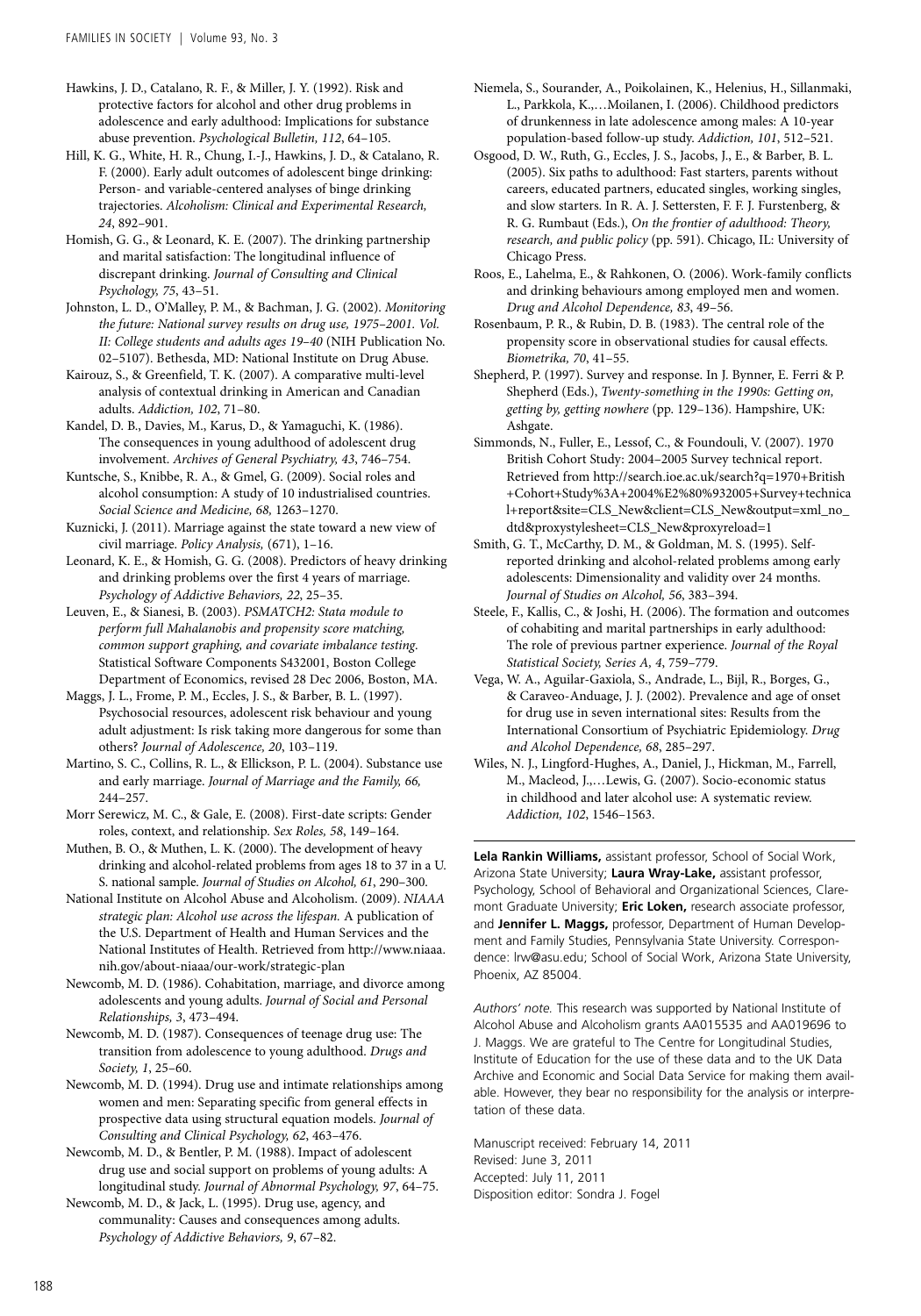Hawkins, J. D., Catalano, R. F., & Miller, J. Y. (1992). Risk and protective factors for alcohol and other drug problems in adolescence and early adulthood: Implications for substance abuse prevention. *Psychological Bulletin, 112*, 64–105.

Hill, K. G., White, H. R., Chung, I.-J., Hawkins, J. D., & Catalano, R. F. (2000). Early adult outcomes of adolescent binge drinking: Person- and variable-centered analyses of binge drinking trajectories. *Alcoholism: Clinical and Experimental Research, 24*, 892–901.

Homish, G. G., & Leonard, K. E. (2007). The drinking partnership and marital satisfaction: The longitudinal influence of discrepant drinking. *Journal of Consulting and Clinical Psychology, 75*, 43–51.

Johnston, L. D., O'Malley, P. M., & Bachman, J. G. (2002). *Monitoring the future: National survey results on drug use, 1975–2001. Vol. II: College students and adults ages 19–40* (NIH Publication No. 02–5107). Bethesda, MD: National Institute on Drug Abuse.

Kairouz, S., & Greenfield, T. K. (2007). A comparative multi-level analysis of contextual drinking in American and Canadian adults. *Addiction, 102*, 71–80.

Kandel, D. B., Davies, M., Karus, D., & Yamaguchi, K. (1986). The consequences in young adulthood of adolescent drug involvement. *Archives of General Psychiatry, 43*, 746–754.

Kuntsche, S., Knibbe, R. A., & Gmel, G. (2009). Social roles and alcohol consumption: A study of 10 industrialised countries. *Social Science and Medicine, 68*, 1263–1270.

Kuznicki, J. (2011). Marriage against the state toward a new view of civil marriage. *Policy Analysis,* (671), 1–16.

Leonard, K. E., & Homish, G. G. (2008). Predictors of heavy drinking and drinking problems over the first 4 years of marriage. *Psychology of Addictive Behaviors, 22*, 25–35.

Leuven, E., & Sianesi, B. (2003). *PSMATCH2: Stata module to perform full Mahalanobis and propensity score matching, common support graphing, and covariate imbalance testing.* Statistical Software Components S432001, Boston College Department of Economics, revised 28 Dec 2006, Boston, MA.

Maggs, J. L., Frome, P. M., Eccles, J. S., & Barber, B. L. (1997). Psychosocial resources, adolescent risk behaviour and young adult adjustment: Is risk taking more dangerous for some than others? *Journal of Adolescence, 20*, 103–119.

Martino, S. C., Collins, R. L., & Ellickson, P. L. (2004). Substance use and early marriage. *Journal of Marriage and the Family, 66,* 244–257.

Morr Serewicz, M. C., & Gale, E. (2008). First-date scripts: Gender roles, context, and relationship. *Sex Roles, 58*, 149–164.

Muthen, B. O., & Muthen, L. K. (2000). The development of heavy drinking and alcohol-related problems from ages 18 to 37 in a U. S. national sample. *Journal of Studies on Alcohol, 61*, 290–300.

National Institute on Alcohol Abuse and Alcoholism. (2009). *NIAAA strategic plan: Alcohol use across the lifespan.* A publication of the U.S. Department of Health and Human Services and the National Institutes of Health. Retrieved from http://www.niaaa.nih.gov/about-niaaa/our-work/strategic-plan

Newcomb, M. D. (1986). Cohabitation, marriage, and divorce among adolescents and young adults. *Journal of Social and Personal Relationships, 3*, 473–494.

Newcomb, M. D. (1987). Consequences of teenage drug use: The transition from adolescence to young adulthood. *Drugs and Society, 1*, 25–60.

Newcomb, M. D. (1994). Drug use and intimate relationships among women and men: Separating specific from general effects in prospective data using structural equation models. *Journal of Consulting and Clinical Psychology, 62*, 463–476.

Newcomb, M. D., & Bentler, P. M. (1988). Impact of adolescent drug use and social support on problems of young adults: A longitudinal study. *Journal of Abnormal Psychology, 97*, 64–75.

Newcomb, M. D., & Jack, L. (1995). Drug use, agency, and communality: Causes and consequences among adults. *Psychology of Addictive Behaviors, 9*, 67–82.

Niemela, S., Sourander, A., Poikolainen, K., Helenius, H., Sillanmaki, L., Parkkola, K.,…Moilanen, I. (2006). Childhood predictors of drunkenness in late adolescence among males: A 10-year population-based follow-up study. *Addiction, 101*, 512–521.

Osgood, D. W., Ruth, G., Eccles, J. S., Jacobs, J., E., & Barber, B. L. (2005). Six paths to adulthood: Fast starters, parents without careers, educated partners, educated singles, working singles, and slow starters. In R. A. J. Settersten, F. F. J. Furstenberg, & R. G. Rumbaut (Eds.), *On the frontier of adulthood: Theory, research, and public policy* (pp. 591). Chicago, IL: University of Chicago Press.

Roos, E., Lahelma, E., & Rahkonen, O. (2006). Work-family conflicts and drinking behaviours among employed men and women. *Drug and Alcohol Dependence, 83*, 49–56.

Rosenbaum, P. R., & Rubin, D. B. (1983). The central role of the propensity score in observational studies for causal effects. *Biometrika, 70*, 41–55.

Shepherd, P. (1997). Survey and response. In J. Bynner, E. Ferri & P. Shepherd (Eds.), *Twenty-something in the 1990s: Getting on, getting by, getting nowhere* (pp. 129–136). Hampshire, UK: Ashgate.

Simmonds, N., Fuller, E., Lessof, C., & Foundouli, V. (2007). 1970 British Cohort Study: 2004–2005 Survey technical report. Retrieved from http://search.ioe.ac.uk/search?q=1970+British+Cohort+Study%3A+2004%E2%80%932005+Survey+technical+report&site=CLS_New&client=CLS_New&output=xml_no_dtd&proxystylesheet=CLS_New&proxyreload=1

Smith, G. T., McCarthy, D. M., & Goldman, M. S. (1995). Self-reported drinking and alcohol-related problems among early adolescents: Dimensionality and validity over 24 months. *Journal of Studies on Alcohol, 56*, 383–394.

Steele, F., Kallis, C., & Joshi, H. (2006). The formation and outcomes of cohabiting and marital partnerships in early adulthood: The role of previous partner experience. *Journal of the Royal Statistical Society, Series A, 4*, 759–779.

Vega, W. A., Aguilar-Gaxiola, S., Andrade, L., Bijl, R., Borges, G., & Caraveo-Anduage, J. J. (2002). Prevalence and age of onset for drug use in seven international sites: Results from the International Consortium of Psychiatric Epidemiology. *Drug and Alcohol Dependence, 68*, 285–297.

Wiles, N. J., Lingford-Hughes, A., Daniel, J., Hickman, M., Farrell, M., Macleod, J.,…Lewis, G. (2007). Socio-economic status in childhood and later alcohol use: A systematic review. *Addiction, 102*, 1546–1563.

---

**Lela Rankin Williams,** assistant professor, School of Social Work, Arizona State University; **Laura Wray-Lake,** assistant professor, Psychology, School of Behavioral and Organizational Sciences, Claremont Graduate University; **Eric Loken,** research associate professor, and **Jennifer L. Maggs,** professor, Department of Human Development and Family Studies, Pennsylvania State University. Correspondence: lrw@asu.edu; School of Social Work, Arizona State University, Phoenix, AZ 85004.

*Authors' note.* This research was supported by National Institute of Alcohol Abuse and Alcoholism grants AA015535 and AA019696 to J. Maggs. We are grateful to The Centre for Longitudinal Studies, Institute of Education for the use of these data and to the UK Data Archive and Economic and Social Data Service for making them available. However, they bear no responsibility for the analysis or interpretation of these data.

Manuscript received: February 14, 2011
Revised: June 3, 2011
Accepted: July 11, 2011
Disposition editor: Sondra J. Fogel